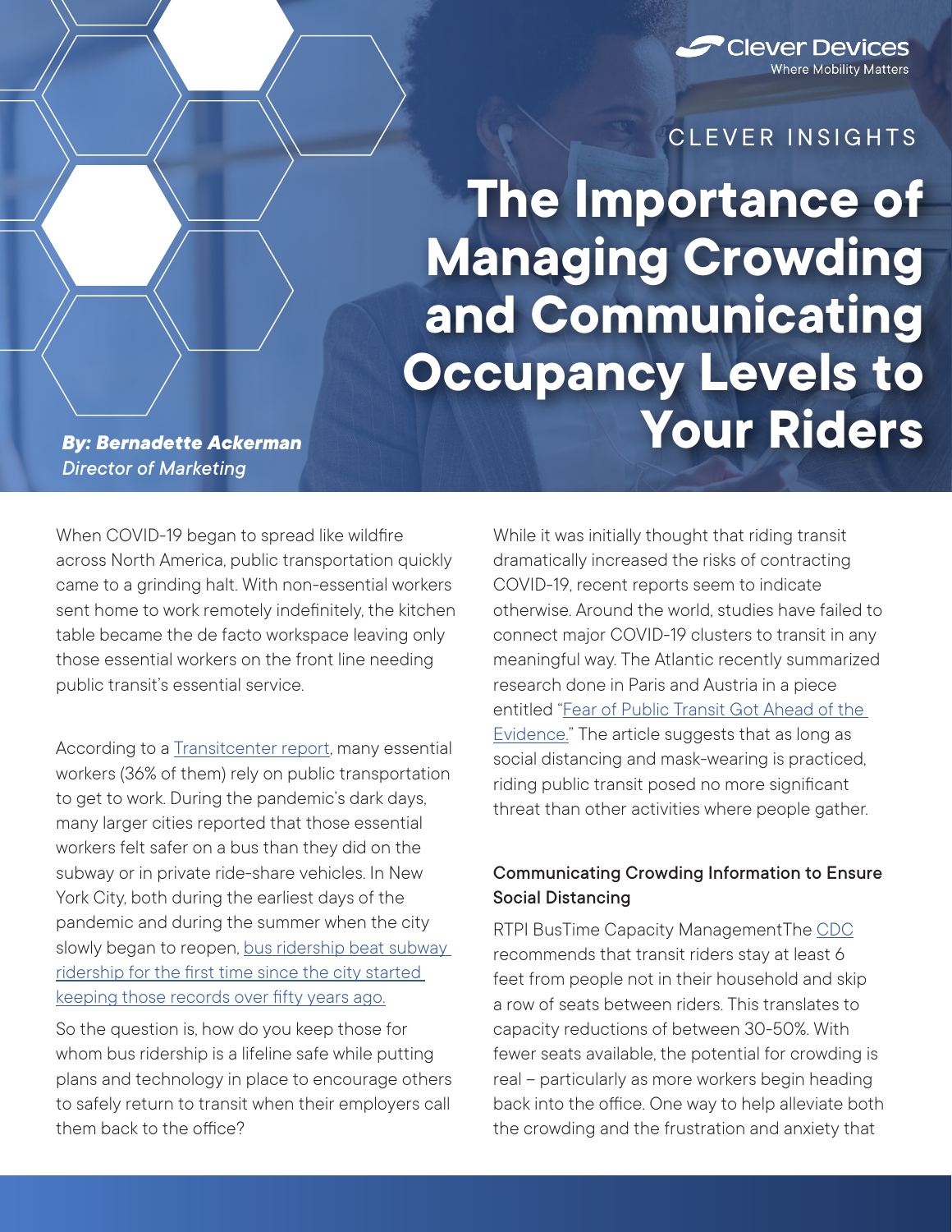Clever Devices
Where Mobility Matters

CLEVER INSIGHTS

# The Importance of Managing Crowding and Communicating Occupancy Levels to Your Riders

***By: Bernadette Ackerman***
*Director of Marketing*

When COVID-19 began to spread like wildfire across North America, public transportation quickly came to a grinding halt. With non-essential workers sent home to work remotely indefinitely, the kitchen table became the de facto workspace leaving only those essential workers on the front line needing public transit's essential service.

According to a [Transitcenter report](), many essential workers (36% of them) rely on public transportation to get to work. During the pandemic's dark days, many larger cities reported that those essential workers felt safer on a bus than they did on the subway or in private ride-share vehicles. In New York City, both during the earliest days of the pandemic and during the summer when the city slowly began to reopen, [bus ridership beat subway ridership for the first time since the city started keeping those records over fifty years ago.]()

So the question is, how do you keep those for whom bus ridership is a lifeline safe while putting plans and technology in place to encourage others to safely return to transit when their employers call them back to the office?

While it was initially thought that riding transit dramatically increased the risks of contracting COVID-19, recent reports seem to indicate otherwise. Around the world, studies have failed to connect major COVID-19 clusters to transit in any meaningful way. The Atlantic recently summarized research done in Paris and Austria in a piece entitled "[Fear of Public Transit Got Ahead of the Evidence.]()" The article suggests that as long as social distancing and mask-wearing is practiced, riding public transit posed no more significant threat than other activities where people gather.

### Communicating Crowding Information to Ensure Social Distancing

RTPI BusTime Capacity ManagementThe [CDC]() recommends that transit riders stay at least 6 feet from people not in their household and skip a row of seats between riders. This translates to capacity reductions of between 30-50%. With fewer seats available, the potential for crowding is real – particularly as more workers begin heading back into the office. One way to help alleviate both the crowding and the frustration and anxiety that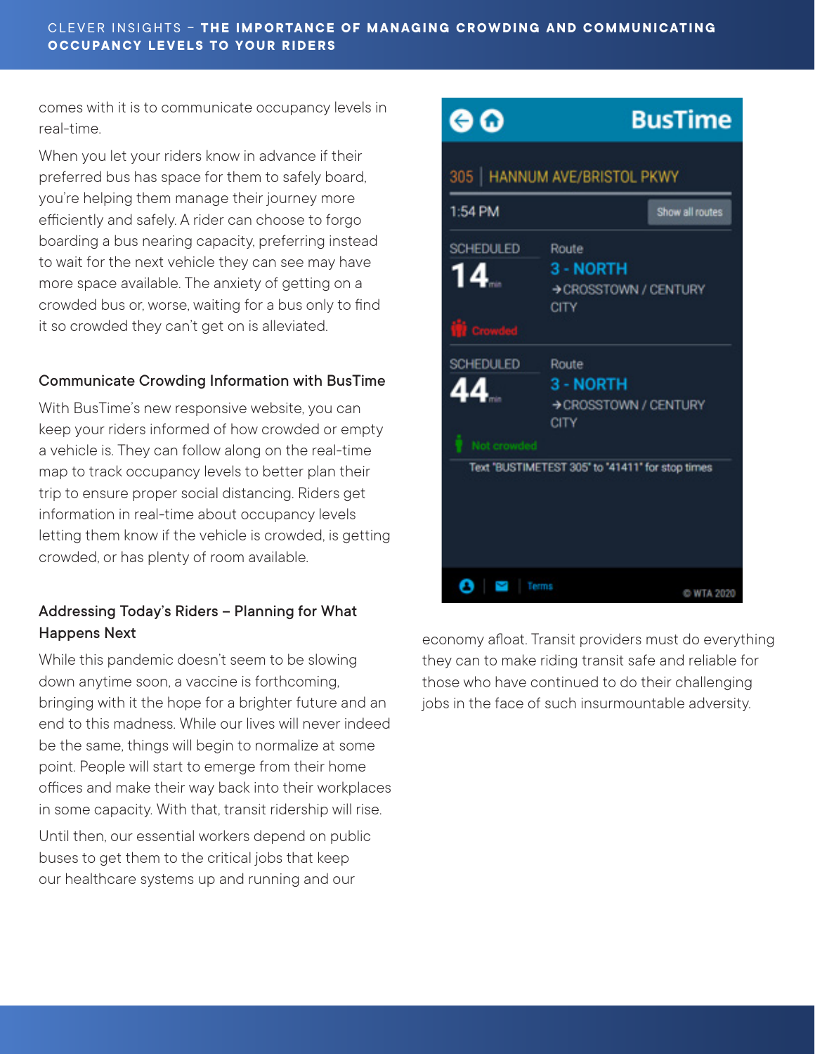comes with it is to communicate occupancy levels in real-time.

When you let your riders know in advance if their preferred bus has space for them to safely board, you're helping them manage their journey more efficiently and safely. A rider can choose to forgo boarding a bus nearing capacity, preferring instead to wait for the next vehicle they can see may have more space available. The anxiety of getting on a crowded bus or, worse, waiting for a bus only to find it so crowded they can't get on is alleviated.

### Communicate Crowding Information with BusTime

With BusTime's new responsive website, you can keep your riders informed of how crowded or empty a vehicle is. They can follow along on the real-time map to track occupancy levels to better plan their trip to ensure proper social distancing. Riders get information in real-time about occupancy levels letting them know if the vehicle is crowded, is getting crowded, or has plenty of room available.

### Addressing Today's Riders – Planning for What Happens Next

While this pandemic doesn't seem to be slowing down anytime soon, a vaccine is forthcoming, bringing with it the hope for a brighter future and an end to this madness. While our lives will never indeed be the same, things will begin to normalize at some point. People will start to emerge from their home offices and make their way back into their workplaces in some capacity. With that, transit ridership will rise.

Until then, our essential workers depend on public buses to get them to the critical jobs that keep our healthcare systems up and running and our economy afloat. Transit providers must do everything they can to make riding transit safe and reliable for those who have continued to do their challenging jobs in the face of such insurmountable adversity.